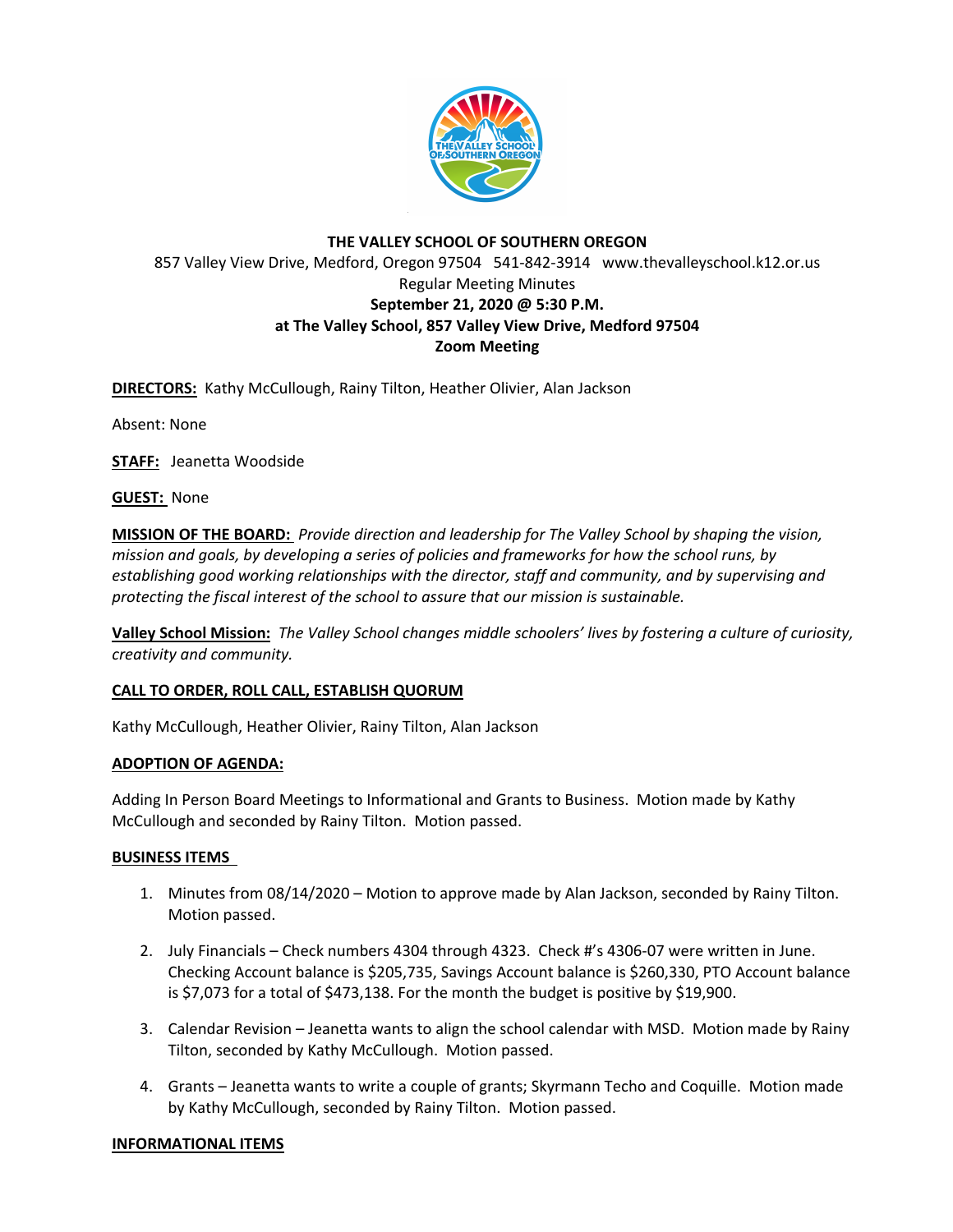**THE VALLEY SCHOOL OF SOUTHERN OREGON**
857 Valley View Drive, Medford, Oregon 97504 541-842-3914 www.thevalleyschool.k12.or.us
Regular Meeting Minutes
**September 21, 2020 @ 5:30 P.M.**
**at The Valley School, 857 Valley View Drive, Medford 97504**
**Zoom Meeting**

**DIRECTORS:** Kathy McCullough, Rainy Tilton, Heather Olivier, Alan Jackson

Absent: None

**STAFF:** Jeanetta Woodside

**GUEST:** None

**MISSION OF THE BOARD:** *Provide direction and leadership for The Valley School by shaping the vision, mission and goals, by developing a series of policies and frameworks for how the school runs, by establishing good working relationships with the director, staff and community, and by supervising and protecting the fiscal interest of the school to assure that our mission is sustainable.*

**Valley School Mission:** *The Valley School changes middle schoolers' lives by fostering a culture of curiosity, creativity and community.*

**CALL TO ORDER, ROLL CALL, ESTABLISH QUORUM**

Kathy McCullough, Heather Olivier, Rainy Tilton, Alan Jackson

**ADOPTION OF AGENDA:**

Adding In Person Board Meetings to Informational and Grants to Business. Motion made by Kathy McCullough and seconded by Rainy Tilton. Motion passed.

**BUSINESS ITEMS**

1. Minutes from 08/14/2020 – Motion to approve made by Alan Jackson, seconded by Rainy Tilton. Motion passed.
2. July Financials – Check numbers 4304 through 4323. Check #'s 4306-07 were written in June. Checking Account balance is $205,735, Savings Account balance is $260,330, PTO Account balance is $7,073 for a total of $473,138. For the month the budget is positive by $19,900.
3. Calendar Revision – Jeanetta wants to align the school calendar with MSD. Motion made by Rainy Tilton, seconded by Kathy McCullough. Motion passed.
4. Grants – Jeanetta wants to write a couple of grants; Skyrmann Techo and Coquille. Motion made by Kathy McCullough, seconded by Rainy Tilton. Motion passed.

**INFORMATIONAL ITEMS**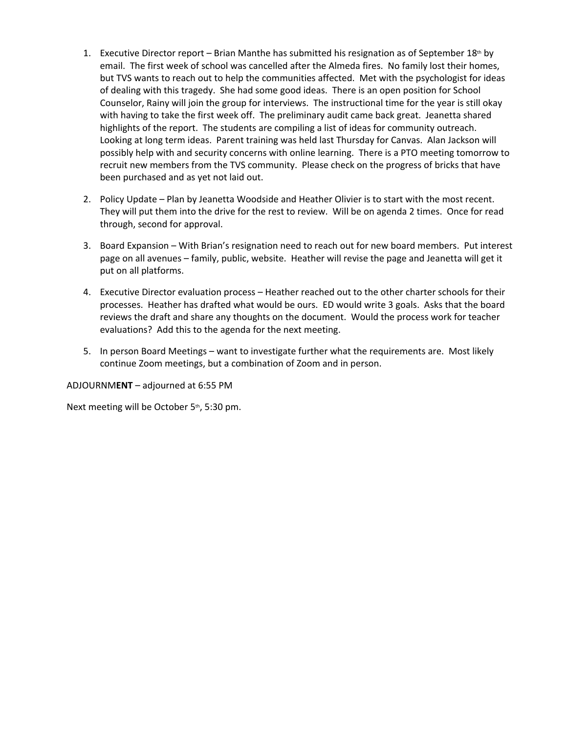1. Executive Director report – Brian Manthe has submitted his resignation as of September 18th by email. The first week of school was cancelled after the Almeda fires. No family lost their homes, but TVS wants to reach out to help the communities affected. Met with the psychologist for ideas of dealing with this tragedy. She had some good ideas. There is an open position for School Counselor, Rainy will join the group for interviews. The instructional time for the year is still okay with having to take the first week off. The preliminary audit came back great. Jeanetta shared highlights of the report. The students are compiling a list of ideas for community outreach. Looking at long term ideas. Parent training was held last Thursday for Canvas. Alan Jackson will possibly help with and security concerns with online learning. There is a PTO meeting tomorrow to recruit new members from the TVS community. Please check on the progress of bricks that have been purchased and as yet not laid out.

2. Policy Update – Plan by Jeanetta Woodside and Heather Olivier is to start with the most recent. They will put them into the drive for the rest to review. Will be on agenda 2 times. Once for read through, second for approval.

3. Board Expansion – With Brian's resignation need to reach out for new board members. Put interest page on all avenues – family, public, website. Heather will revise the page and Jeanetta will get it put on all platforms.

4. Executive Director evaluation process – Heather reached out to the other charter schools for their processes. Heather has drafted what would be ours. ED would write 3 goals. Asks that the board reviews the draft and share any thoughts on the document. Would the process work for teacher evaluations? Add this to the agenda for the next meeting.

5. In person Board Meetings – want to investigate further what the requirements are. Most likely continue Zoom meetings, but a combination of Zoom and in person.

ADJOURNM**ENT** – adjourned at 6:55 PM

Next meeting will be October 5th, 5:30 pm.